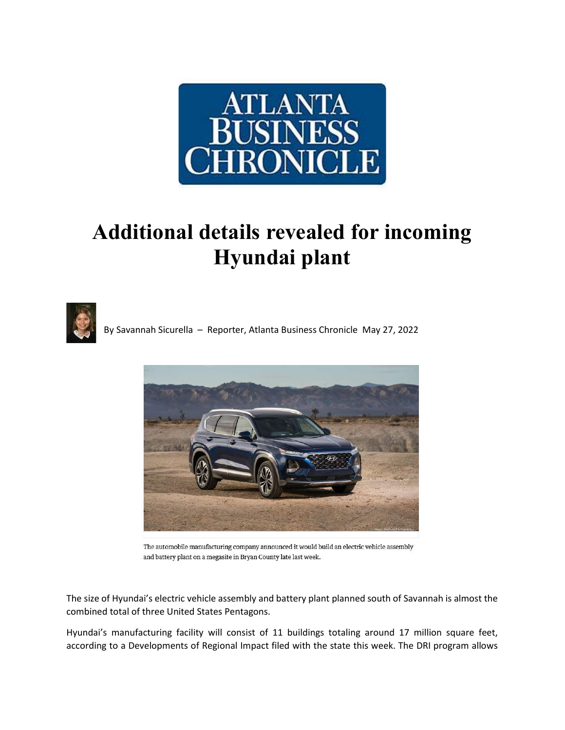ATLANTA BUSINESS CHRONICLE

# Additional details revealed for incoming Hyundai plant

By Savannah Sicurella – Reporter, Atlanta Business Chronicle May 27, 2022

The automobile manufacturing company announced it would build an electric vehicle assembly and battery plant on a megasite in Bryan County late last week.

The size of Hyundai's electric vehicle assembly and battery plant planned south of Savannah is almost the combined total of three United States Pentagons.

Hyundai's manufacturing facility will consist of 11 buildings totaling around 17 million square feet, according to a Developments of Regional Impact filed with the state this week. The DRI program allows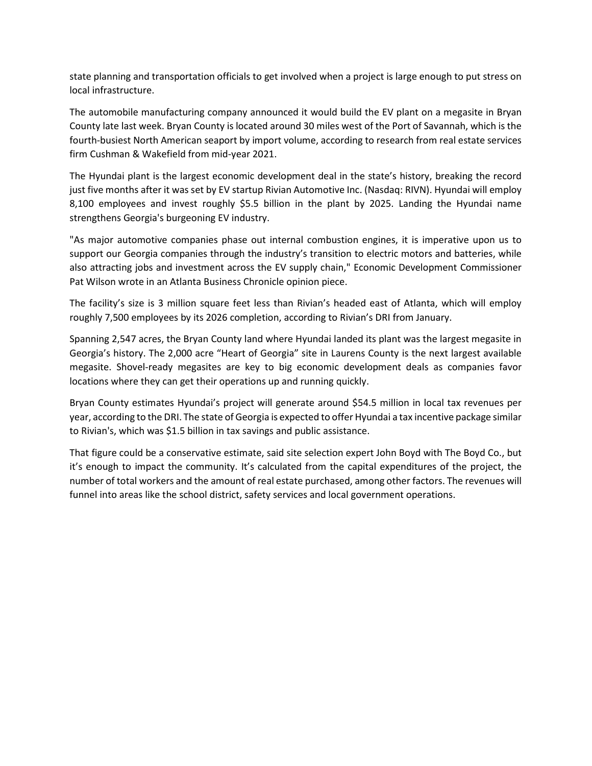state planning and transportation officials to get involved when a project is large enough to put stress on local infrastructure.

The automobile manufacturing company announced it would build the EV plant on a megasite in Bryan County late last week. Bryan County is located around 30 miles west of the Port of Savannah, which is the fourth-busiest North American seaport by import volume, according to research from real estate services firm Cushman & Wakefield from mid-year 2021.

The Hyundai plant is the largest economic development deal in the state's history, breaking the record just five months after it was set by EV startup Rivian Automotive Inc. (Nasdaq: RIVN). Hyundai will employ 8,100 employees and invest roughly $5.5 billion in the plant by 2025. Landing the Hyundai name strengthens Georgia's burgeoning EV industry.

"As major automotive companies phase out internal combustion engines, it is imperative upon us to support our Georgia companies through the industry's transition to electric motors and batteries, while also attracting jobs and investment across the EV supply chain," Economic Development Commissioner Pat Wilson wrote in an Atlanta Business Chronicle opinion piece.

The facility's size is 3 million square feet less than Rivian's headed east of Atlanta, which will employ roughly 7,500 employees by its 2026 completion, according to Rivian's DRI from January.

Spanning 2,547 acres, the Bryan County land where Hyundai landed its plant was the largest megasite in Georgia's history. The 2,000 acre "Heart of Georgia" site in Laurens County is the next largest available megasite. Shovel-ready megasites are key to big economic development deals as companies favor locations where they can get their operations up and running quickly.

Bryan County estimates Hyundai's project will generate around $54.5 million in local tax revenues per year, according to the DRI. The state of Georgia is expected to offer Hyundai a tax incentive package similar to Rivian's, which was $1.5 billion in tax savings and public assistance.

That figure could be a conservative estimate, said site selection expert John Boyd with The Boyd Co., but it's enough to impact the community. It's calculated from the capital expenditures of the project, the number of total workers and the amount of real estate purchased, among other factors. The revenues will funnel into areas like the school district, safety services and local government operations.